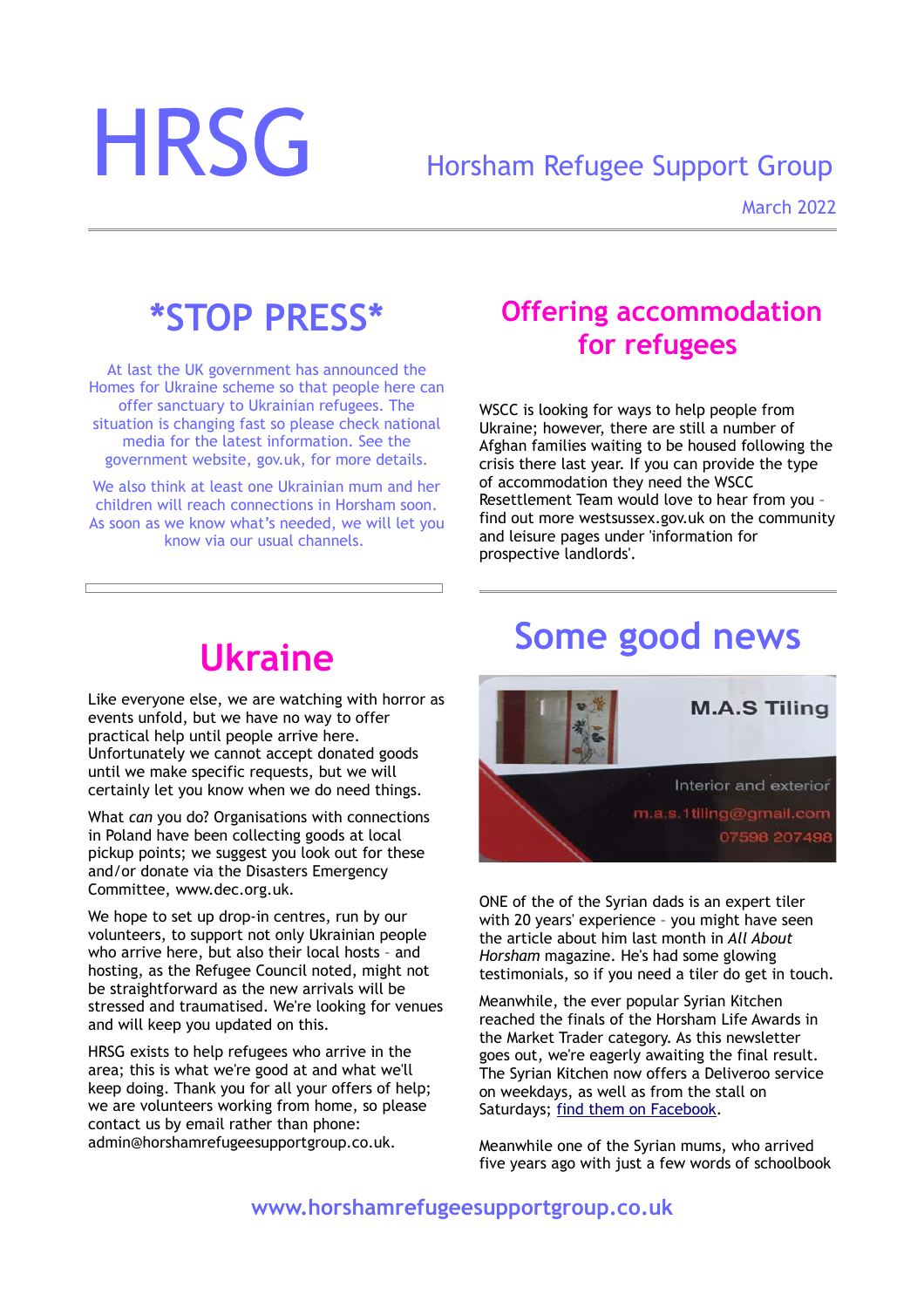# HRSG

## Horsham Refugee Support Group

March 2022

## *STOP PRESS*

At last the UK government has announced the Homes for Ukraine scheme so that people here can offer sanctuary to Ukrainian refugees. The situation is changing fast so please check national media for the latest information. See the government website, gov.uk, for more details.

We also think at least one Ukrainian mum and her children will reach connections in Horsham soon. As soon as we know what's needed, we will let you know via our usual channels.

## Ukraine

Like everyone else, we are watching with horror as events unfold, but we have no way to offer practical help until people arrive here. Unfortunately we cannot accept donated goods until we make specific requests, but we will certainly let you know when we do need things.

What *can* you do? Organisations with connections in Poland have been collecting goods at local pickup points; we suggest you look out for these and/or donate via the Disasters Emergency Committee, www.dec.org.uk.

We hope to set up drop-in centres, run by our volunteers, to support not only Ukrainian people who arrive here, but also their local hosts – and hosting, as the Refugee Council noted, might not be straightforward as the new arrivals will be stressed and traumatised. We're looking for venues and will keep you updated on this.

HRSG exists to help refugees who arrive in the area; this is what we're good at and what we'll keep doing. Thank you for all your offers of help; we are volunteers working from home, so please contact us by email rather than phone: admin@horshamrefugeesupportgroup.co.uk.

## Offering accommodation for refugees

WSCC is looking for ways to help people from Ukraine; however, there are still a number of Afghan families waiting to be housed following the crisis there last year. If you can provide the type of accommodation they need the WSCC Resettlement Team would love to hear from you – find out more westsussex.gov.uk on the community and leisure pages under 'information for prospective landlords'.

## Some good news

M.A.S Tiling

Interior and exterior

m.a.s.1tiling@gmail.com

07598 207498

ONE of the of the Syrian dads is an expert tiler with 20 years' experience – you might have seen the article about him last month in *All About Horsham* magazine. He's had some glowing testimonials, so if you need a tiler do get in touch.

Meanwhile, the ever popular Syrian Kitchen reached the finals of the Horsham Life Awards in the Market Trader category. As this newsletter goes out, we're eagerly awaiting the final result. The Syrian Kitchen now offers a Deliveroo service on weekdays, as well as from the stall on Saturdays; find them on Facebook.

Meanwhile one of the Syrian mums, who arrived five years ago with just a few words of schoolbook

www.horshamrefugeesupportgroup.co.uk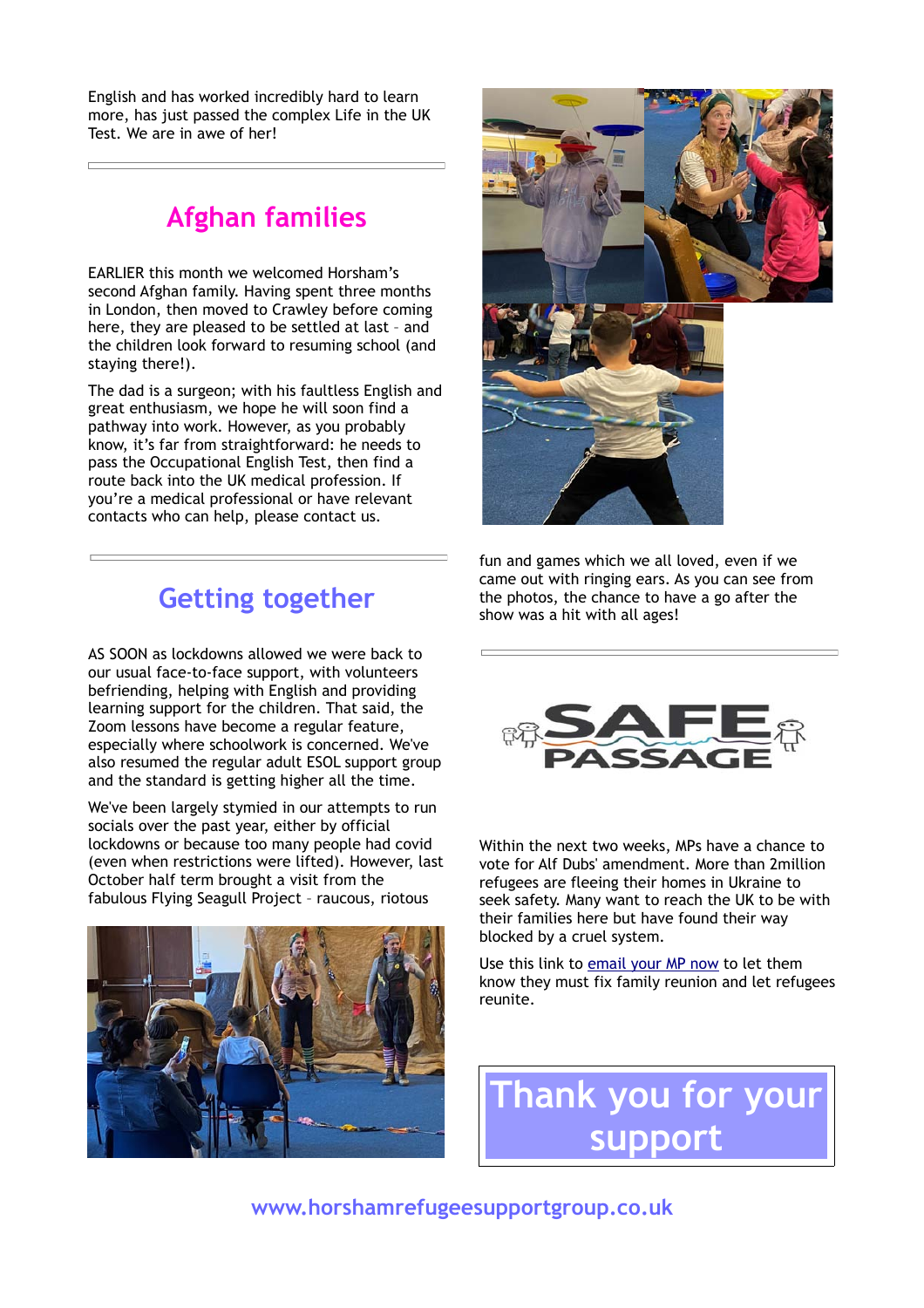English and has worked incredibly hard to learn more, has just passed the complex Life in the UK Test. We are in awe of her!

## Afghan families

EARLIER this month we welcomed Horsham's second Afghan family. Having spent three months in London, then moved to Crawley before coming here, they are pleased to be settled at last – and the children look forward to resuming school (and staying there!).

The dad is a surgeon; with his faultless English and great enthusiasm, we hope he will soon find a pathway into work. However, as you probably know, it's far from straightforward: he needs to pass the Occupational English Test, then find a route back into the UK medical profession. If you're a medical professional or have relevant contacts who can help, please contact us.

## Getting together

AS SOON as lockdowns allowed we were back to our usual face-to-face support, with volunteers befriending, helping with English and providing learning support for the children. That said, the Zoom lessons have become a regular feature, especially where schoolwork is concerned. We've also resumed the regular adult ESOL support group and the standard is getting higher all the time.

We've been largely stymied in our attempts to run socials over the past year, either by official lockdowns or because too many people had covid (even when restrictions were lifted). However, last October half term brought a visit from the fabulous Flying Seagull Project – raucous, riotous fun and games which we all loved, even if we came out with ringing ears. As you can see from the photos, the chance to have a go after the show was a hit with all ages!

SAFE PASSAGE

Within the next two weeks, MPs have a chance to vote for Alf Dubs' amendment. More than 2million refugees are fleeing their homes in Ukraine to seek safety. Many want to reach the UK to be with their families here but have found their way blocked by a cruel system.

Use this link to email your MP now to let them know they must fix family reunion and let refugees reunite.

**Thank you for your support**

www.horshamrefugeesupportgroup.co.uk